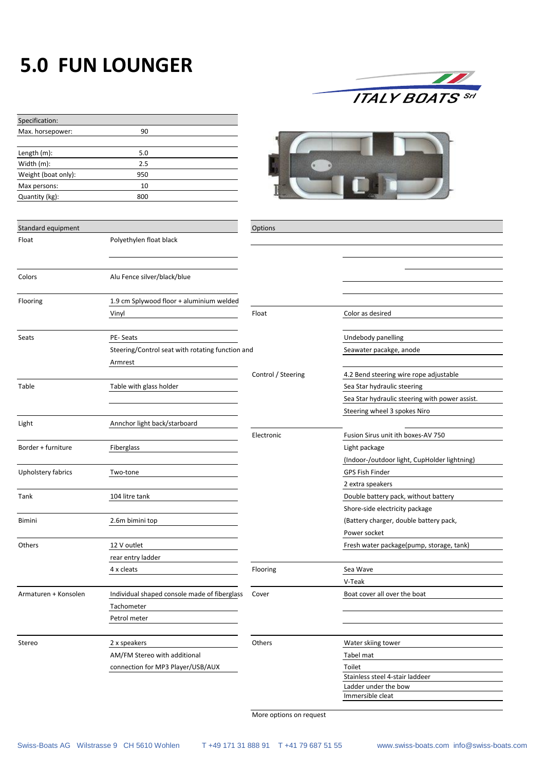# 5.0 FUN LOUNGER

ITALY BOATS Srl

| Specification: | |
|---|---|
| Max. horsepower: | 90 |
| Length (m): | 5.0 |
| Width (m): | 2.5 |
| Weight (boat only): | 950 |
| Max persons: | 10 |
| Quantity (kg): | 800 |

| Standard equipment | |
|---|---|
| Float | Polyethylen float black |
| Colors | Alu Fence silver/black/blue |
| Flooring | 1.9 cm Splywood floor + aluminium welded |
| | Vinyl |
| Seats | PE- Seats |
| | Steering/Control seat with rotating function and |
| | Armrest |
| Table | Table with glass holder |
| Light | Annchor light back/starboard |
| Border + furniture | Fiberglass |
| Upholstery fabrics | Two-tone |
| Tank | 104 litre tank |
| Bimini | 2.6m bimini top |
| Others | 12 V outlet |
| | rear entry ladder |
| | 4 x cleats |
| Armaturen + Konsolen | Individual shaped console made of fiberglass |
| | Tachometer |
| | Petrol meter |
| Stereo | 2 x speakers |
| | AM/FM Stereo with additional |
| | connection for MP3 Player/USB/AUX |

| Options | |
|---|---|
| Float | Color as desired |
| | Undebody panelling |
| | Seawater pacakge, anode |
| Control / Steering | 4.2 Bend steering wire rope adjustable |
| | Sea Star hydraulic steering |
| | Sea Star hydraulic steering with power assist. |
| | Steering wheel 3 spokes Niro |
| Electronic | Fusion Sirus unit ith boxes-AV 750 |
| | Light package |
| | (Indoor-/outdoor light, CupHolder lightning) |
| | GPS Fish Finder |
| | 2 extra speakers |
| | Double battery pack, without battery |
| | Shore-side electricity package |
| | (Battery charger, double battery pack, |
| | Power socket |
| | Fresh water package(pump, storage, tank) |
| Flooring | Sea Wave |
| | V-Teak |
| Cover | Boat cover all over the boat |
| Others | Water skiing tower |
| | Tabel mat |
| | Toilet |
| | Stainless steel 4-stair laddeer |
| | Ladder under the bow |
| | Immersible cleat |

More options on request

Swiss-Boats AG Wilstrasse 9 CH 5610 Wohlen T +49 171 31 888 91 T +41 79 687 51 55 www.swiss-boats.com info@swiss-boats.com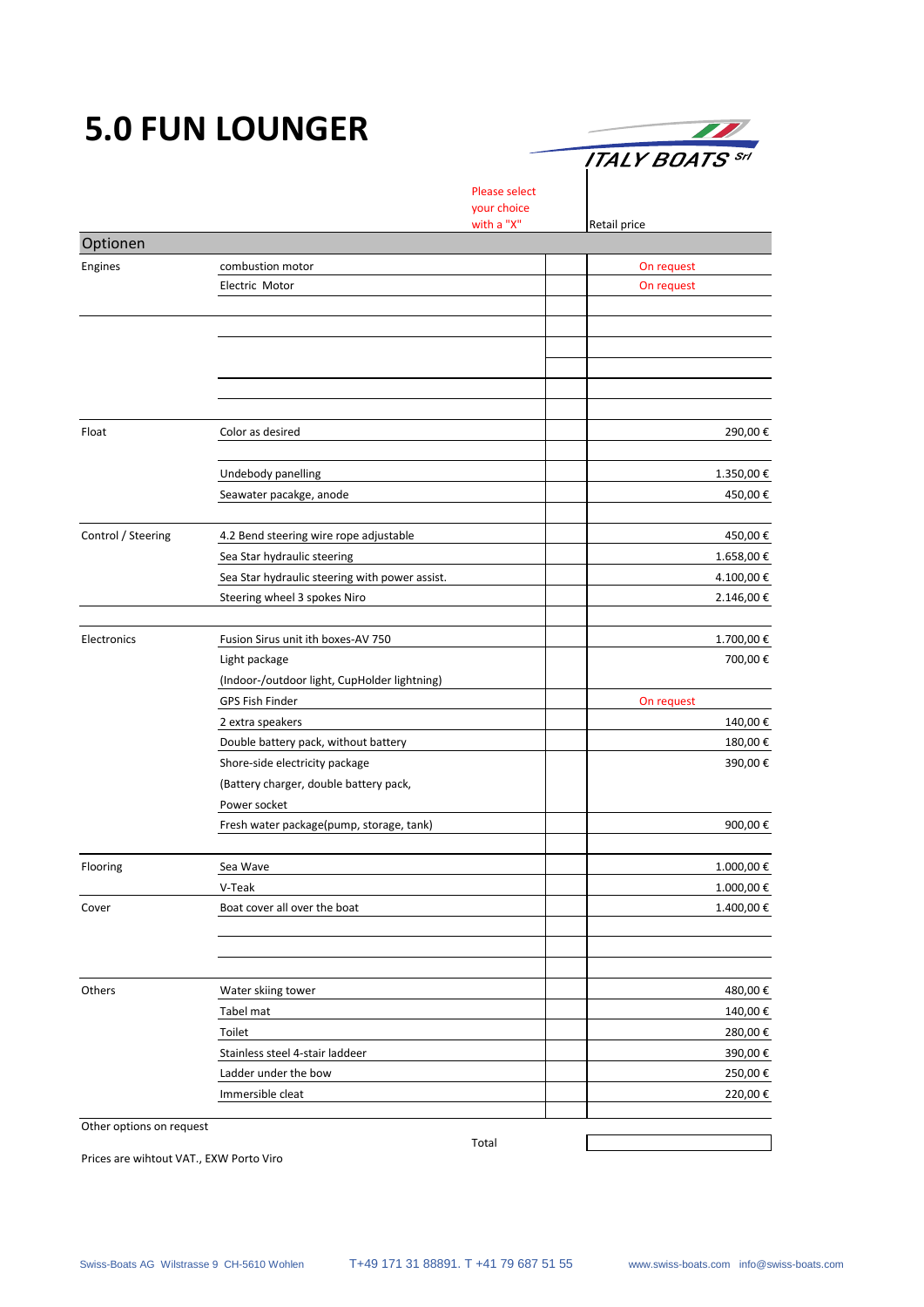# 5.0 FUN LOUNGER

ITALY BOATS Srl

| Optionen | | Please select your choice with a "X" | Retail price |
|---|---|---|---|
| Engines | combustion motor | | On request |
| | Electric Motor | | On request |
| | | | |
| | | | |
| | | | |
| | | | |
| | | | |
| | | | |
| Float | Color as desired | | 290,00 € |
| | | | |
| | Undebody panelling | | 1.350,00 € |
| | Seawater pacakge, anode | | 450,00 € |
| | | | |
| Control / Steering | 4.2 Bend steering wire rope adjustable | | 450,00 € |
| | Sea Star hydraulic steering | | 1.658,00 € |
| | Sea Star hydraulic steering with power assist. | | 4.100,00 € |
| | Steering wheel 3 spokes Niro | | 2.146,00 € |
| | | | |
| Electronics | Fusion Sirus unit ith boxes-AV 750 | | 1.700,00 € |
| | Light package (Indoor-/outdoor light, CupHolder lightning) | | 700,00 € |
| | GPS Fish Finder | | On request |
| | 2 extra speakers | | 140,00 € |
| | Double battery pack, without battery | | 180,00 € |
| | Shore-side electricity package (Battery charger, double battery pack, Power socket | | 390,00 € |
| | Fresh water package(pump, storage, tank) | | 900,00 € |
| | | | |
| Flooring | Sea Wave | | 1.000,00 € |
| | V-Teak | | 1.000,00 € |
| Cover | Boat cover all over the boat | | 1.400,00 € |
| | | | |
| | | | |
| Others | Water skiing tower | | 480,00 € |
| | Tabel mat | | 140,00 € |
| | Toilet | | 280,00 € |
| | Stainless steel 4-stair laddeer | | 390,00 € |
| | Ladder under the bow | | 250,00 € |
| | Immersible cleat | | 220,00 € |
| | | | |

Other options on request

Total

Prices are wihtout VAT., EXW Porto Viro

Swiss-Boats AG Wilstrasse 9 CH-5610 Wohlen T+49 171 31 88891. T +41 79 687 51 55 www.swiss-boats.com info@swiss-boats.com